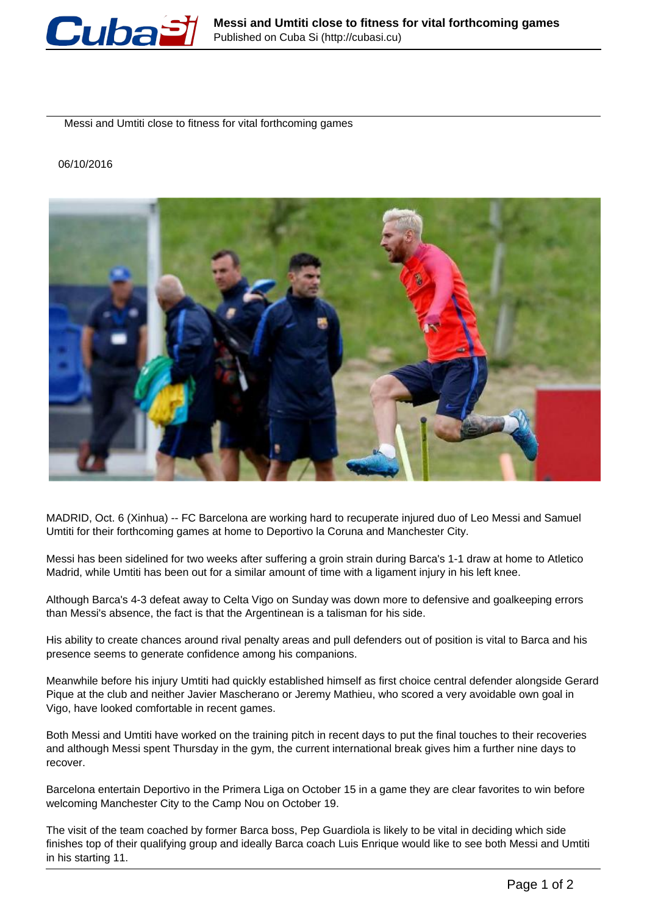# Messi and Umtiti close to fitness for vital forthcoming games

06/10/2016

MADRID, Oct. 6 (Xinhua) -- FC Barcelona are working hard to recuperate injured duo of Leo Messi and Samuel Umtiti for their forthcoming games at home to Deportivo la Coruna and Manchester City.

Messi has been sidelined for two weeks after suffering a groin strain during Barca's 1-1 draw at home to Atletico Madrid, while Umtiti has been out for a similar amount of time with a ligament injury in his left knee.

Although Barca's 4-3 defeat away to Celta Vigo on Sunday was down more to defensive and goalkeeping errors than Messi's absence, the fact is that the Argentinean is a talisman for his side.

His ability to create chances around rival penalty areas and pull defenders out of position is vital to Barca and his presence seems to generate confidence among his companions.

Meanwhile before his injury Umtiti had quickly established himself as first choice central defender alongside Gerard Pique at the club and neither Javier Mascherano or Jeremy Mathieu, who scored a very avoidable own goal in Vigo, have looked comfortable in recent games.

Both Messi and Umtiti have worked on the training pitch in recent days to put the final touches to their recoveries and although Messi spent Thursday in the gym, the current international break gives him a further nine days to recover.

Barcelona entertain Deportivo in the Primera Liga on October 15 in a game they are clear favorites to win before welcoming Manchester City to the Camp Nou on October 19.

The visit of the team coached by former Barca boss, Pep Guardiola is likely to be vital in deciding which side finishes top of their qualifying group and ideally Barca coach Luis Enrique would like to see both Messi and Umtiti in his starting 11.